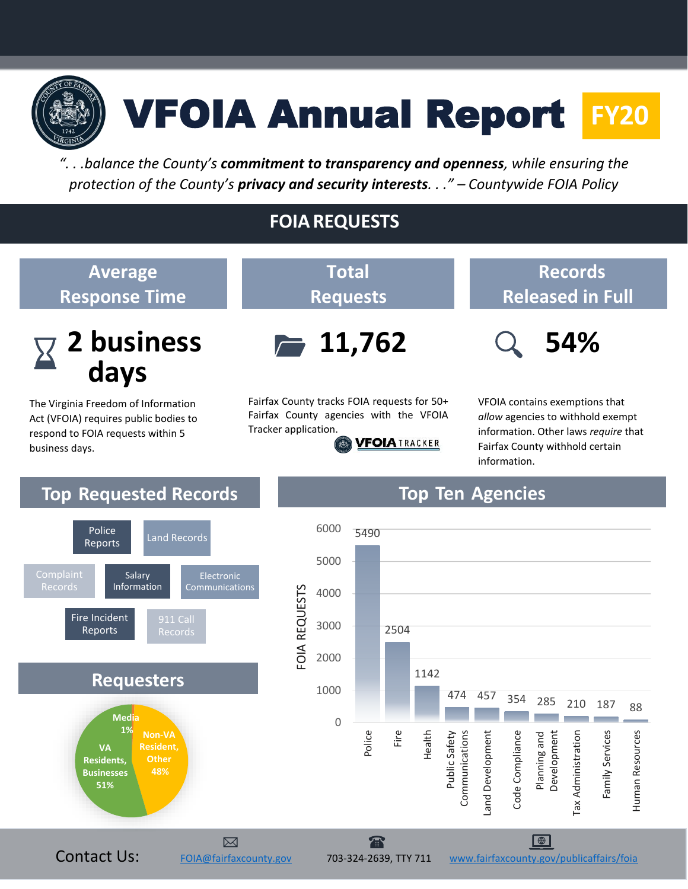# VFOIA Annual Report FY20

*". . .balance the County's **commitment to transparency and openness**, while ensuring the protection of the County's **privacy and security interests**. . ." – Countywide FOIA Policy*

## FOIA REQUESTS

### Average Response Time

**2 business days**

The Virginia Freedom of Information Act (VFOIA) requires public bodies to respond to FOIA requests within 5 business days.

### Total Requests

**11,762**

Fairfax County tracks FOIA requests for 50+ Fairfax County agencies with the VFOIA Tracker application.

VFOIA TRACKER

### Records Released in Full

**54%**

VFOIA contains exemptions that *allow* agencies to withhold exempt information. Other laws *require* that Fairfax County withhold certain information.

## Top Requested Records

- Police Reports
- Land Records
- Complaint Records
- Salary Information
- Electronic Communications
- Fire Incident Reports
- 911 Call Records

## Requesters

| Requester | Percent |
| --- | --- |
| VA Residents, Businesses | 51% |
| Non-VA Resident, Other | 48% |
| Media | 1% |

## Top Ten Agencies

| Agency | FOIA Requests |
| --- | --- |
| Police | 5490 |
| Fire | 2504 |
| Health | 1142 |
| Public Safety Communications | 474 |
| Land Development | 457 |
| Code Compliance | 354 |
| Planning and Development | 285 |
| Tax Administration | 210 |
| Family Services | 187 |
| Human Resources | 88 |

Contact Us: FOIA@fairfaxcounty.gov | 703-324-2639, TTY 711 | www.fairfaxcounty.gov/publicaffairs/foia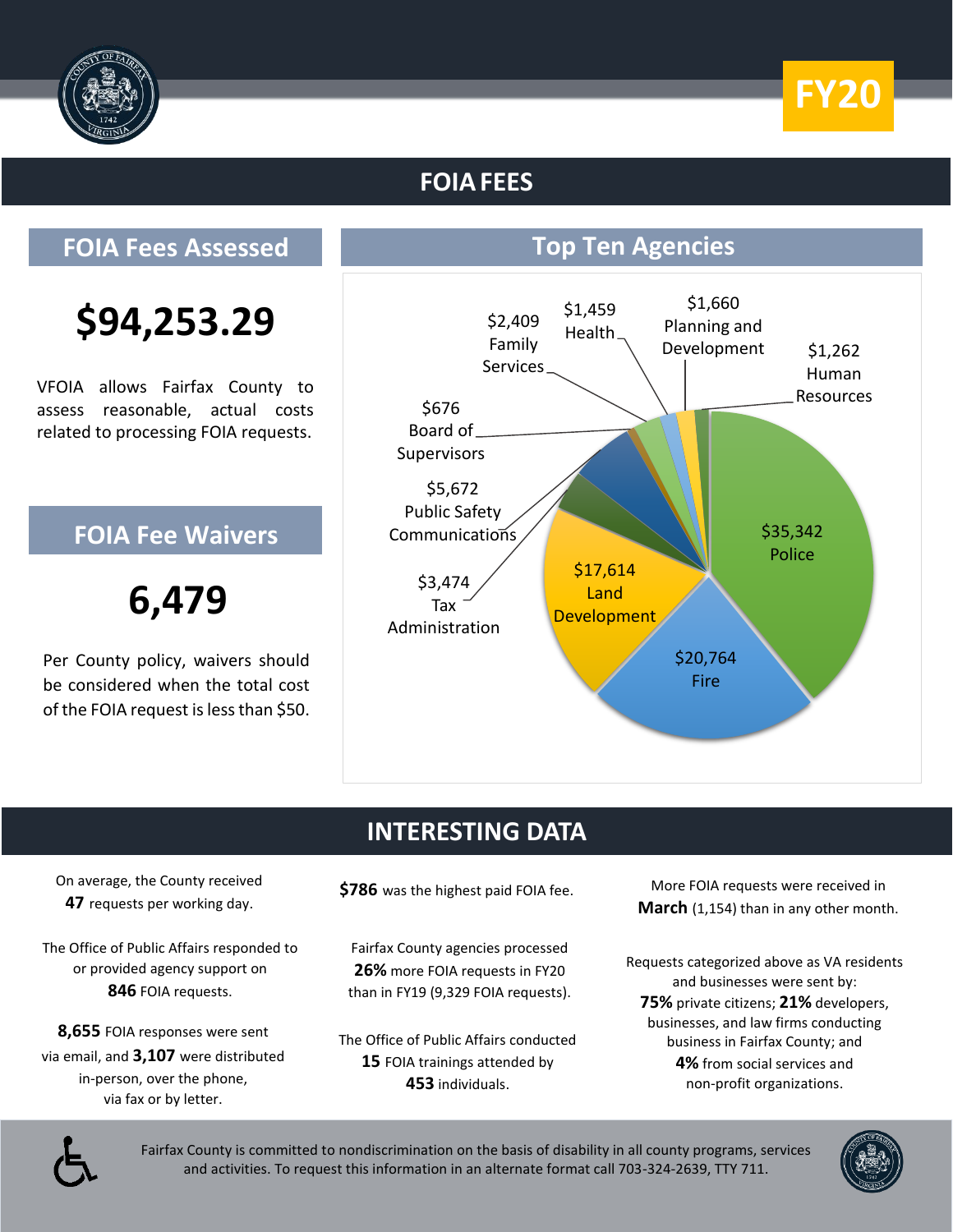FY20

# FOIA FEES

## FOIA Fees Assessed

**$94,253.29**

VFOIA allows Fairfax County to assess reasonable, actual costs related to processing FOIA requests.

## FOIA Fee Waivers

**6,479**

Per County policy, waivers should be considered when the total cost of the FOIA request is less than $50.

## Top Ten Agencies

$2,409 Family Services
$1,459 Health
$1,660 Planning and Development
$1,262 Human Resources
$676 Board of Supervisors
$5,672 Public Safety Communications
$3,474 Tax Administration
$17,614 Land Development
$20,764 Fire
$35,342 Police

# INTERESTING DATA

On average, the County received **47** requests per working day.

The Office of Public Affairs responded to or provided agency support on **846** FOIA requests.

**8,655** FOIA responses were sent via email, and **3,107** were distributed in-person, over the phone, via fax or by letter.

**$786** was the highest paid FOIA fee.

Fairfax County agencies processed **26%** more FOIA requests in FY20 than in FY19 (9,329 FOIA requests).

The Office of Public Affairs conducted **15** FOIA trainings attended by **453** individuals.

More FOIA requests were received in **March** (1,154) than in any other month.

Requests categorized above as VA residents and businesses were sent by: **75%** private citizens; **21%** developers, businesses, and law firms conducting business in Fairfax County; and **4%** from social services and non-profit organizations.

Fairfax County is committed to nondiscrimination on the basis of disability in all county programs, services and activities. To request this information in an alternate format call 703-324-2639, TTY 711.